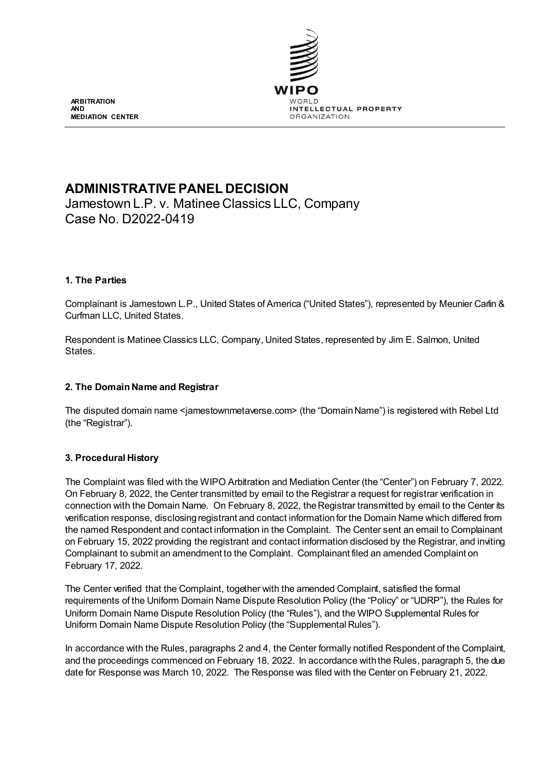ARBITRATION
AND
MEDIATION CENTER

WIPO
WORLD
INTELLECTUAL PROPERTY
ORGANIZATION

# ADMINISTRATIVE PANEL DECISION

Jamestown L.P. v. Matinee Classics LLC, Company
Case No. D2022-0419

### 1. The Parties

Complainant is Jamestown L.P., United States of America ("United States"), represented by Meunier Carlin & Curfman LLC, United States.

Respondent is Matinee Classics LLC, Company, United States, represented by Jim E. Salmon, United States.

### 2. The Domain Name and Registrar

The disputed domain name <jamestownmetaverse.com> (the "Domain Name") is registered with Rebel Ltd (the "Registrar").

### 3. Procedural History

The Complaint was filed with the WIPO Arbitration and Mediation Center (the "Center") on February 7, 2022. On February 8, 2022, the Center transmitted by email to the Registrar a request for registrar verification in connection with the Domain Name. On February 8, 2022, the Registrar transmitted by email to the Center its verification response, disclosing registrant and contact information for the Domain Name which differed from the named Respondent and contact information in the Complaint. The Center sent an email to Complainant on February 15, 2022 providing the registrant and contact information disclosed by the Registrar, and inviting Complainant to submit an amendment to the Complaint. Complainant filed an amended Complaint on February 17, 2022.

The Center verified that the Complaint, together with the amended Complaint, satisfied the formal requirements of the Uniform Domain Name Dispute Resolution Policy (the "Policy" or "UDRP"), the Rules for Uniform Domain Name Dispute Resolution Policy (the "Rules"), and the WIPO Supplemental Rules for Uniform Domain Name Dispute Resolution Policy (the "Supplemental Rules").

In accordance with the Rules, paragraphs 2 and 4, the Center formally notified Respondent of the Complaint, and the proceedings commenced on February 18, 2022. In accordance with the Rules, paragraph 5, the due date for Response was March 10, 2022. The Response was filed with the Center on February 21, 2022.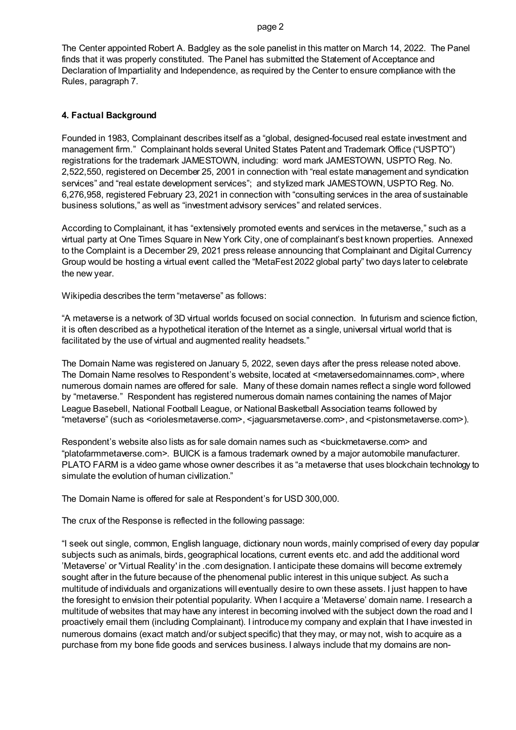The Center appointed Robert A. Badgley as the sole panelist in this matter on March 14, 2022. The Panel finds that it was properly constituted. The Panel has submitted the Statement of Acceptance and Declaration of Impartiality and Independence, as required by the Center to ensure compliance with the Rules, paragraph 7.

## 4. Factual Background

Founded in 1983, Complainant describes itself as a "global, designed-focused real estate investment and management firm." Complainant holds several United States Patent and Trademark Office ("USPTO") registrations for the trademark JAMESTOWN, including: word mark JAMESTOWN, USPTO Reg. No. 2,522,550, registered on December 25, 2001 in connection with "real estate management and syndication services" and "real estate development services"; and stylized mark JAMESTOWN, USPTO Reg. No. 6,276,958, registered February 23, 2021 in connection with "consulting services in the area of sustainable business solutions," as well as "investment advisory services" and related services.

According to Complainant, it has "extensively promoted events and services in the metaverse," such as a virtual party at One Times Square in New York City, one of complainant's best known properties. Annexed to the Complaint is a December 29, 2021 press release announcing that Complainant and Digital Currency Group would be hosting a virtual event called the "MetaFest 2022 global party" two days later to celebrate the new year.

Wikipedia describes the term "metaverse" as follows:

"A metaverse is a network of 3D virtual worlds focused on social connection. In futurism and science fiction, it is often described as a hypothetical iteration of the Internet as a single, universal virtual world that is facilitated by the use of virtual and augmented reality headsets."

The Domain Name was registered on January 5, 2022, seven days after the press release noted above. The Domain Name resolves to Respondent's website, located at <metaversedomainnames.com>, where numerous domain names are offered for sale. Many of these domain names reflect a single word followed by "metaverse." Respondent has registered numerous domain names containing the names of Major League Basebell, National Football League, or National Basketball Association teams followed by "metaverse" (such as <orioles metaverse.com>, <jaguarsmetaverse.com>, and <pistonsmetaverse.com>).

Respondent's website also lists as for sale domain names such as <buickmetaverse.com> and "platofarmmetaverse.com>. BUICK is a famous trademark owned by a major automobile manufacturer. PLATO FARM is a video game whose owner describes it as "a metaverse that uses blockchain technology to simulate the evolution of human civilization."

The Domain Name is offered for sale at Respondent's for USD 300,000.

The crux of the Response is reflected in the following passage:

"I seek out single, common, English language, dictionary noun words, mainly comprised of every day popular subjects such as animals, birds, geographical locations, current events etc. and add the additional word 'Metaverse' or 'Virtual Reality' in the .com designation. I anticipate these domains will become extremely sought after in the future because of the phenomenal public interest in this unique subject. As such a multitude of individuals and organizations will eventually desire to own these assets. I just happen to have the foresight to envision their potential popularity. When I acquire a 'Metaverse' domain name. I research a multitude of websites that may have any interest in becoming involved with the subject down the road and I proactively email them (including Complainant). I introduce my company and explain that I have invested in numerous domains (exact match and/or subject specific) that they may, or may not, wish to acquire as a purchase from my bone fide goods and services business. I always include that my domains are non-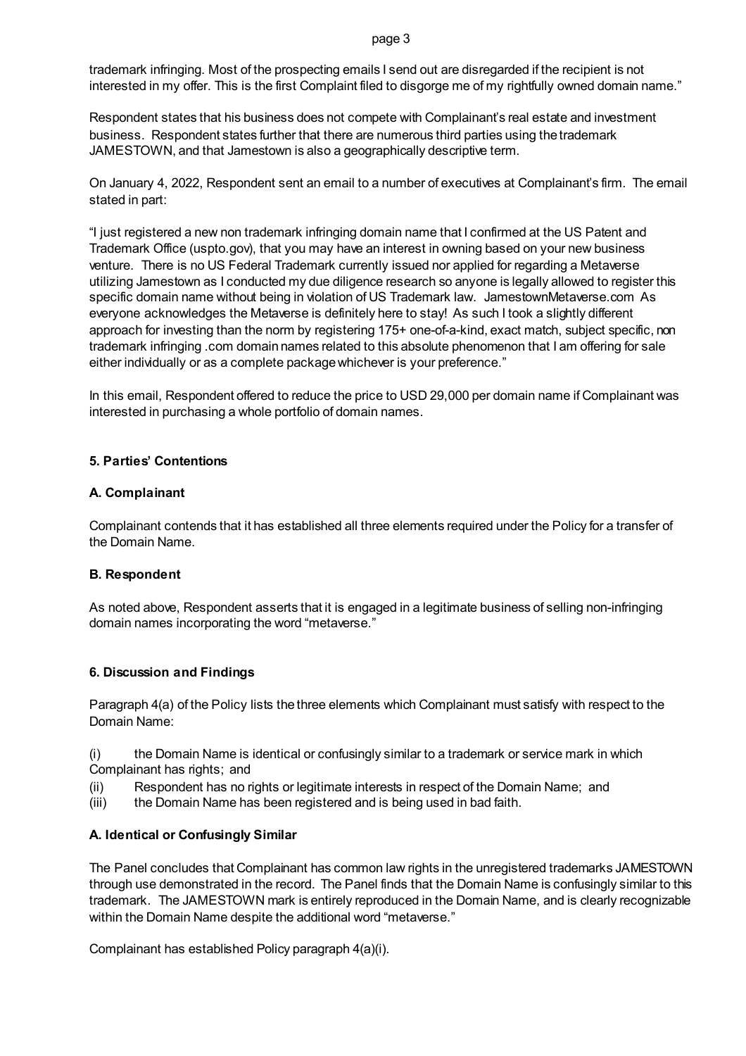trademark infringing. Most of the prospecting emails I send out are disregarded if the recipient is not interested in my offer. This is the first Complaint filed to disgorge me of my rightfully owned domain name."

Respondent states that his business does not compete with Complainant's real estate and investment business. Respondent states further that there are numerous third parties using the trademark JAMESTOWN, and that Jamestown is also a geographically descriptive term.

On January 4, 2022, Respondent sent an email to a number of executives at Complainant's firm. The email stated in part:

"I just registered a new non trademark infringing domain name that I confirmed at the US Patent and Trademark Office (uspto.gov), that you may have an interest in owning based on your new business venture. There is no US Federal Trademark currently issued nor applied for regarding a Metaverse utilizing Jamestown as I conducted my due diligence research so anyone is legally allowed to register this specific domain name without being in violation of US Trademark law. JamestownMetaverse.com As everyone acknowledges the Metaverse is definitely here to stay! As such I took a slightly different approach for investing than the norm by registering 175+ one-of-a-kind, exact match, subject specific, non trademark infringing .com domain names related to this absolute phenomenon that I am offering for sale either individually or as a complete package whichever is your preference."

In this email, Respondent offered to reduce the price to USD 29,000 per domain name if Complainant was interested in purchasing a whole portfolio of domain names.

## 5. Parties' Contentions

### A. Complainant

Complainant contends that it has established all three elements required under the Policy for a transfer of the Domain Name.

### B. Respondent

As noted above, Respondent asserts that it is engaged in a legitimate business of selling non-infringing domain names incorporating the word "metaverse."

## 6. Discussion and Findings

Paragraph 4(a) of the Policy lists the three elements which Complainant must satisfy with respect to the Domain Name:

(i) the Domain Name is identical or confusingly similar to a trademark or service mark in which Complainant has rights; and
(ii) Respondent has no rights or legitimate interests in respect of the Domain Name; and
(iii) the Domain Name has been registered and is being used in bad faith.

### A. Identical or Confusingly Similar

The Panel concludes that Complainant has common law rights in the unregistered trademarks JAMESTOWN through use demonstrated in the record. The Panel finds that the Domain Name is confusingly similar to this trademark. The JAMESTOWN mark is entirely reproduced in the Domain Name, and is clearly recognizable within the Domain Name despite the additional word "metaverse."

Complainant has established Policy paragraph 4(a)(i).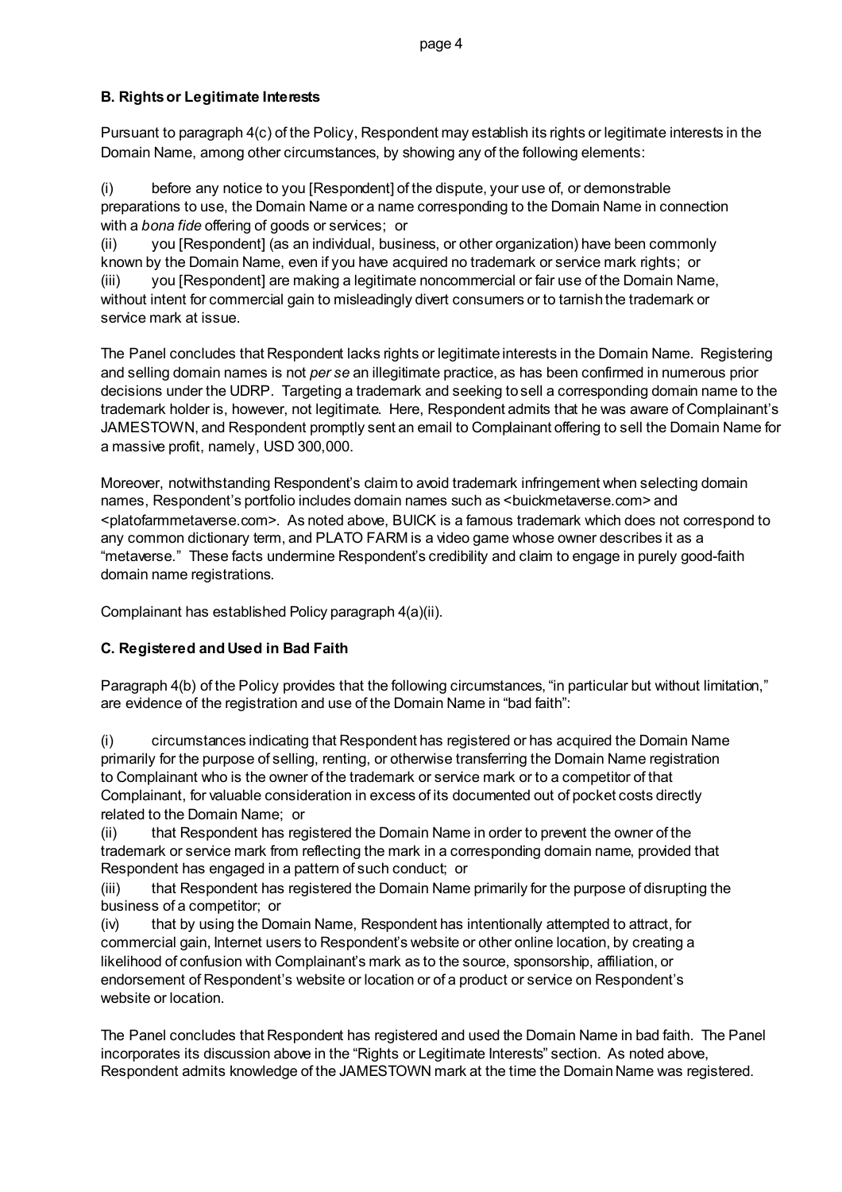### B. Rights or Legitimate Interests

Pursuant to paragraph 4(c) of the Policy, Respondent may establish its rights or legitimate interests in the Domain Name, among other circumstances, by showing any of the following elements:

(i) before any notice to you [Respondent] of the dispute, your use of, or demonstrable preparations to use, the Domain Name or a name corresponding to the Domain Name in connection with a *bona fide* offering of goods or services; or

(ii) you [Respondent] (as an individual, business, or other organization) have been commonly known by the Domain Name, even if you have acquired no trademark or service mark rights; or

(iii) you [Respondent] are making a legitimate noncommercial or fair use of the Domain Name, without intent for commercial gain to misleadingly divert consumers or to tarnish the trademark or service mark at issue.

The Panel concludes that Respondent lacks rights or legitimate interests in the Domain Name. Registering and selling domain names is not *per se* an illegitimate practice, as has been confirmed in numerous prior decisions under the UDRP. Targeting a trademark and seeking to sell a corresponding domain name to the trademark holder is, however, not legitimate. Here, Respondent admits that he was aware of Complainant's JAMESTOWN, and Respondent promptly sent an email to Complainant offering to sell the Domain Name for a massive profit, namely, USD 300,000.

Moreover, notwithstanding Respondent's claim to avoid trademark infringement when selecting domain names, Respondent's portfolio includes domain names such as <buickmetaverse.com> and <platofarmmetaverse.com>. As noted above, BUICK is a famous trademark which does not correspond to any common dictionary term, and PLATO FARM is a video game whose owner describes it as a "metaverse." These facts undermine Respondent's credibility and claim to engage in purely good-faith domain name registrations.

Complainant has established Policy paragraph 4(a)(ii).

### C. Registered and Used in Bad Faith

Paragraph 4(b) of the Policy provides that the following circumstances, "in particular but without limitation," are evidence of the registration and use of the Domain Name in "bad faith":

(i) circumstances indicating that Respondent has registered or has acquired the Domain Name primarily for the purpose of selling, renting, or otherwise transferring the Domain Name registration to Complainant who is the owner of the trademark or service mark or to a competitor of that Complainant, for valuable consideration in excess of its documented out of pocket costs directly related to the Domain Name; or

(ii) that Respondent has registered the Domain Name in order to prevent the owner of the trademark or service mark from reflecting the mark in a corresponding domain name, provided that Respondent has engaged in a pattern of such conduct; or

(iii) that Respondent has registered the Domain Name primarily for the purpose of disrupting the business of a competitor; or

(iv) that by using the Domain Name, Respondent has intentionally attempted to attract, for commercial gain, Internet users to Respondent's website or other online location, by creating a likelihood of confusion with Complainant's mark as to the source, sponsorship, affiliation, or endorsement of Respondent's website or location or of a product or service on Respondent's website or location.

The Panel concludes that Respondent has registered and used the Domain Name in bad faith. The Panel incorporates its discussion above in the "Rights or Legitimate Interests" section. As noted above, Respondent admits knowledge of the JAMESTOWN mark at the time the Domain Name was registered.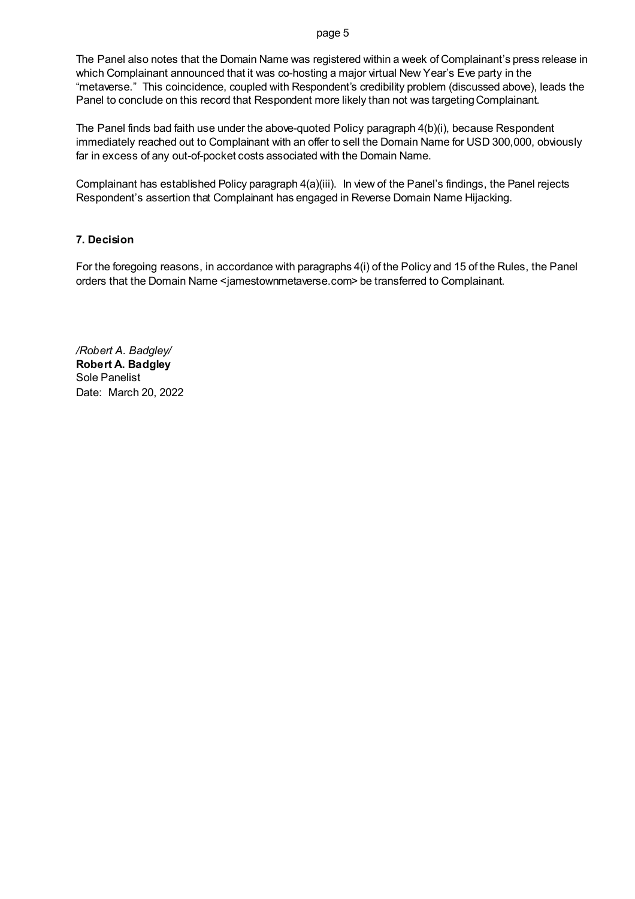The Panel also notes that the Domain Name was registered within a week of Complainant's press release in which Complainant announced that it was co-hosting a major virtual New Year's Eve party in the "metaverse." This coincidence, coupled with Respondent's credibility problem (discussed above), leads the Panel to conclude on this record that Respondent more likely than not was targeting Complainant.

The Panel finds bad faith use under the above-quoted Policy paragraph 4(b)(i), because Respondent immediately reached out to Complainant with an offer to sell the Domain Name for USD 300,000, obviously far in excess of any out-of-pocket costs associated with the Domain Name.

Complainant has established Policy paragraph 4(a)(iii). In view of the Panel's findings, the Panel rejects Respondent's assertion that Complainant has engaged in Reverse Domain Name Hijacking.

### 7. Decision

For the foregoing reasons, in accordance with paragraphs 4(i) of the Policy and 15 of the Rules, the Panel orders that the Domain Name <jamestownmetaverse.com> be transferred to Complainant.

*/Robert A. Badgley/*
**Robert A. Badgley**
Sole Panelist
Date: March 20, 2022